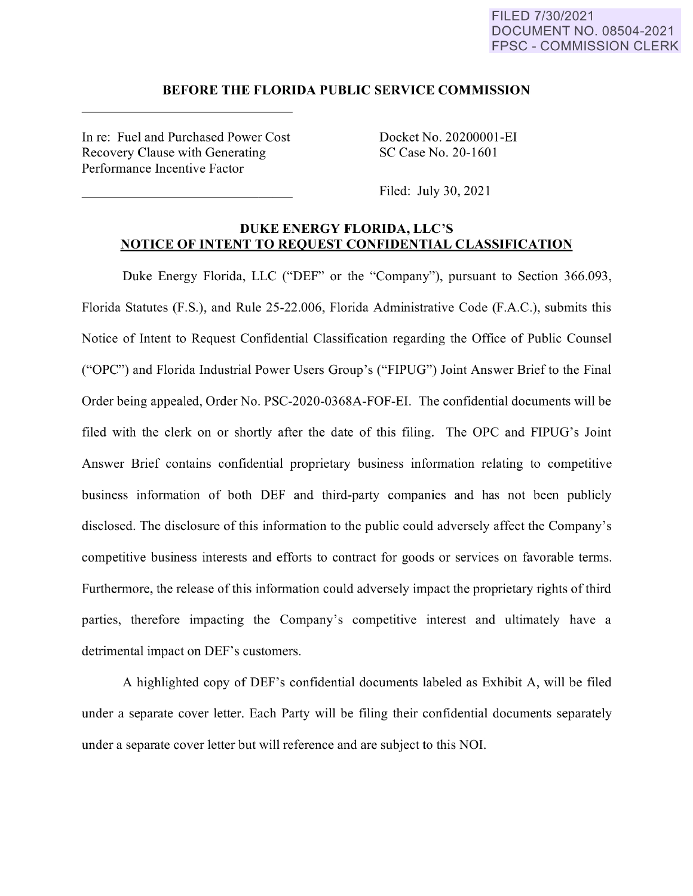FILED 7/30/2021
DOCUMENT NO. 08504-2021
FPSC - COMMISSION CLERK

**BEFORE THE FLORIDA PUBLIC SERVICE COMMISSION**

In re: Fuel and Purchased Power Cost Recovery Clause with Generating Performance Incentive Factor

Docket No. 20200001-EI
SC Case No. 20-1601

Filed: July 30, 2021

**DUKE ENERGY FLORIDA, LLC'S**
**NOTICE OF INTENT TO REQUEST CONFIDENTIAL CLASSIFICATION**

Duke Energy Florida, LLC ("DEF" or the "Company"), pursuant to Section 366.093, Florida Statutes (F.S.), and Rule 25-22.006, Florida Administrative Code (F.A.C.), submits this Notice of Intent to Request Confidential Classification regarding the Office of Public Counsel ("OPC") and Florida Industrial Power Users Group's ("FIPUG") Joint Answer Brief to the Final Order being appealed, Order No. PSC-2020-0368A-FOF-EI. The confidential documents will be filed with the clerk on or shortly after the date of this filing. The OPC and FIPUG's Joint Answer Brief contains confidential proprietary business information relating to competitive business information of both DEF and third-party companies and has not been publicly disclosed. The disclosure of this information to the public could adversely affect the Company's competitive business interests and efforts to contract for goods or services on favorable terms. Furthermore, the release of this information could adversely impact the proprietary rights of third parties, therefore impacting the Company's competitive interest and ultimately have a detrimental impact on DEF's customers.

A highlighted copy of DEF's confidential documents labeled as Exhibit A, will be filed under a separate cover letter. Each Party will be filing their confidential documents separately under a separate cover letter but will reference and are subject to this NOI.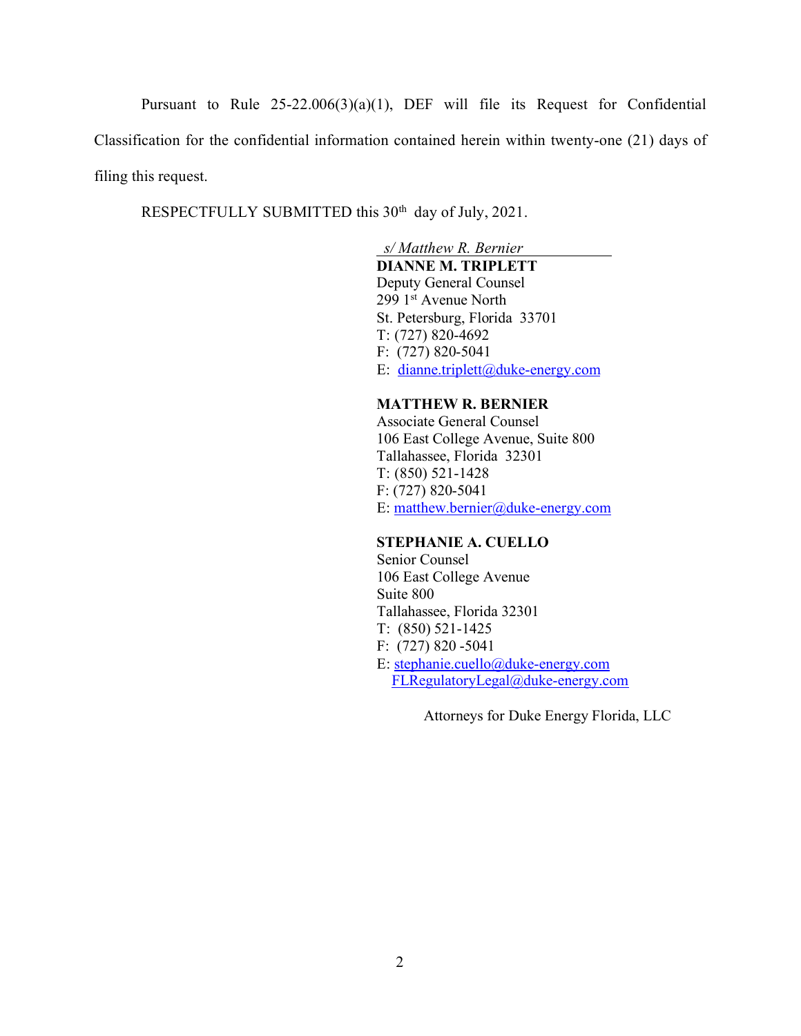Pursuant to Rule 25-22.006(3)(a)(1), DEF will file its Request for Confidential Classification for the confidential information contained herein within twenty-one (21) days of filing this request.

RESPECTFULLY SUBMITTED this 30th day of July, 2021.

*s/ Matthew R. Bernier*

**DIANNE M. TRIPLETT**
Deputy General Counsel
299 1st Avenue North
St. Petersburg, Florida 33701
T: (727) 820-4692
F: (727) 820-5041
E: dianne.triplett@duke-energy.com

**MATTHEW R. BERNIER**
Associate General Counsel
106 East College Avenue, Suite 800
Tallahassee, Florida 32301
T: (850) 521-1428
F: (727) 820-5041
E: matthew.bernier@duke-energy.com

**STEPHANIE A. CUELLO**
Senior Counsel
106 East College Avenue
Suite 800
Tallahassee, Florida 32301
T: (850) 521-1425
F: (727) 820 -5041
E: stephanie.cuello@duke-energy.com
FLRegulatoryLegal@duke-energy.com

Attorneys for Duke Energy Florida, LLC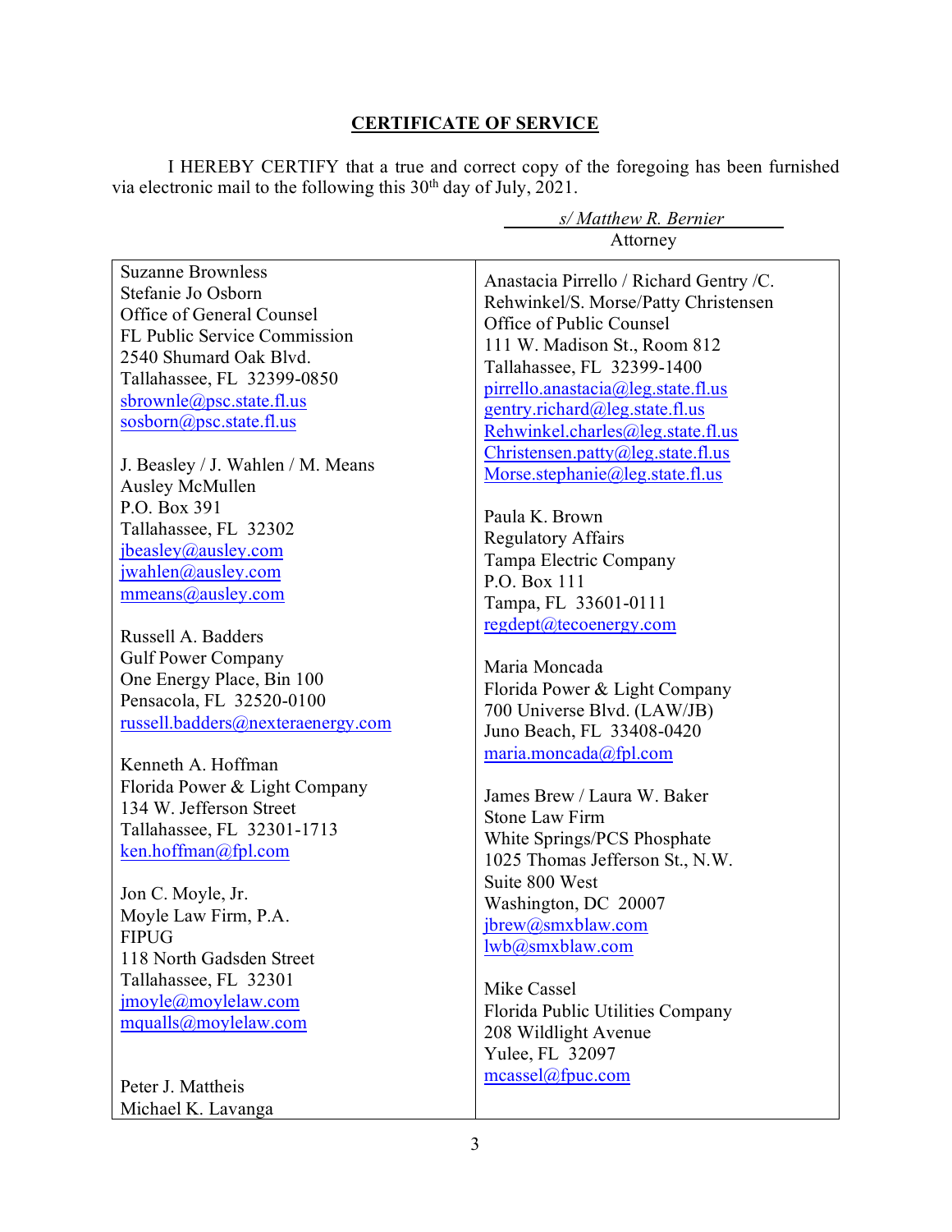## CERTIFICATE OF SERVICE

I HEREBY CERTIFY that a true and correct copy of the foregoing has been furnished via electronic mail to the following this 30th day of July, 2021.

*s/ Matthew R. Bernier*
Attorney

| | |
|---|---|
| Suzanne Brownless<br>Stefanie Jo Osborn<br>Office of General Counsel<br>FL Public Service Commission<br>2540 Shumard Oak Blvd.<br>Tallahassee, FL 32399-0850<br>sbrownle@psc.state.fl.us<br>sosborn@psc.state.fl.us<br><br>J. Beasley / J. Wahlen / M. Means<br>Ausley McMullen<br>P.O. Box 391<br>Tallahassee, FL 32302<br>jbeasley@ausley.com<br>jwahlen@ausley.com<br>mmeans@ausley.com<br><br>Russell A. Badders<br>Gulf Power Company<br>One Energy Place, Bin 100<br>Pensacola, FL 32520-0100<br>russell.badders@nexteraenergy.com<br><br>Kenneth A. Hoffman<br>Florida Power & Light Company<br>134 W. Jefferson Street<br>Tallahassee, FL 32301-1713<br>ken.hoffman@fpl.com<br><br>Jon C. Moyle, Jr.<br>Moyle Law Firm, P.A.<br>FIPUG<br>118 North Gadsden Street<br>Tallahassee, FL 32301<br>jmoyle@moylelaw.com<br>mqualls@moylelaw.com<br><br>Peter J. Mattheis<br>Michael K. Lavanga | Anastacia Pirrello / Richard Gentry /C. Rehwinkel/S. Morse/Patty Christensen<br>Office of Public Counsel<br>111 W. Madison St., Room 812<br>Tallahassee, FL 32399-1400<br>pirrello.anastacia@leg.state.fl.us<br>gentry.richard@leg.state.fl.us<br>Rehwinkel.charles@leg.state.fl.us<br>Christensen.patty@leg.state.fl.us<br>Morse.stephanie@leg.state.fl.us<br><br>Paula K. Brown<br>Regulatory Affairs<br>Tampa Electric Company<br>P.O. Box 111<br>Tampa, FL 33601-0111<br>regdept@tecoenergy.com<br><br>Maria Moncada<br>Florida Power & Light Company<br>700 Universe Blvd. (LAW/JB)<br>Juno Beach, FL 33408-0420<br>maria.moncada@fpl.com<br><br>James Brew / Laura W. Baker<br>Stone Law Firm<br>White Springs/PCS Phosphate<br>1025 Thomas Jefferson St., N.W.<br>Suite 800 West<br>Washington, DC 20007<br>jbrew@smxblaw.com<br>lwb@smxblaw.com<br><br>Mike Cassel<br>Florida Public Utilities Company<br>208 Wildlight Avenue<br>Yulee, FL 32097<br>mcassel@fpuc.com |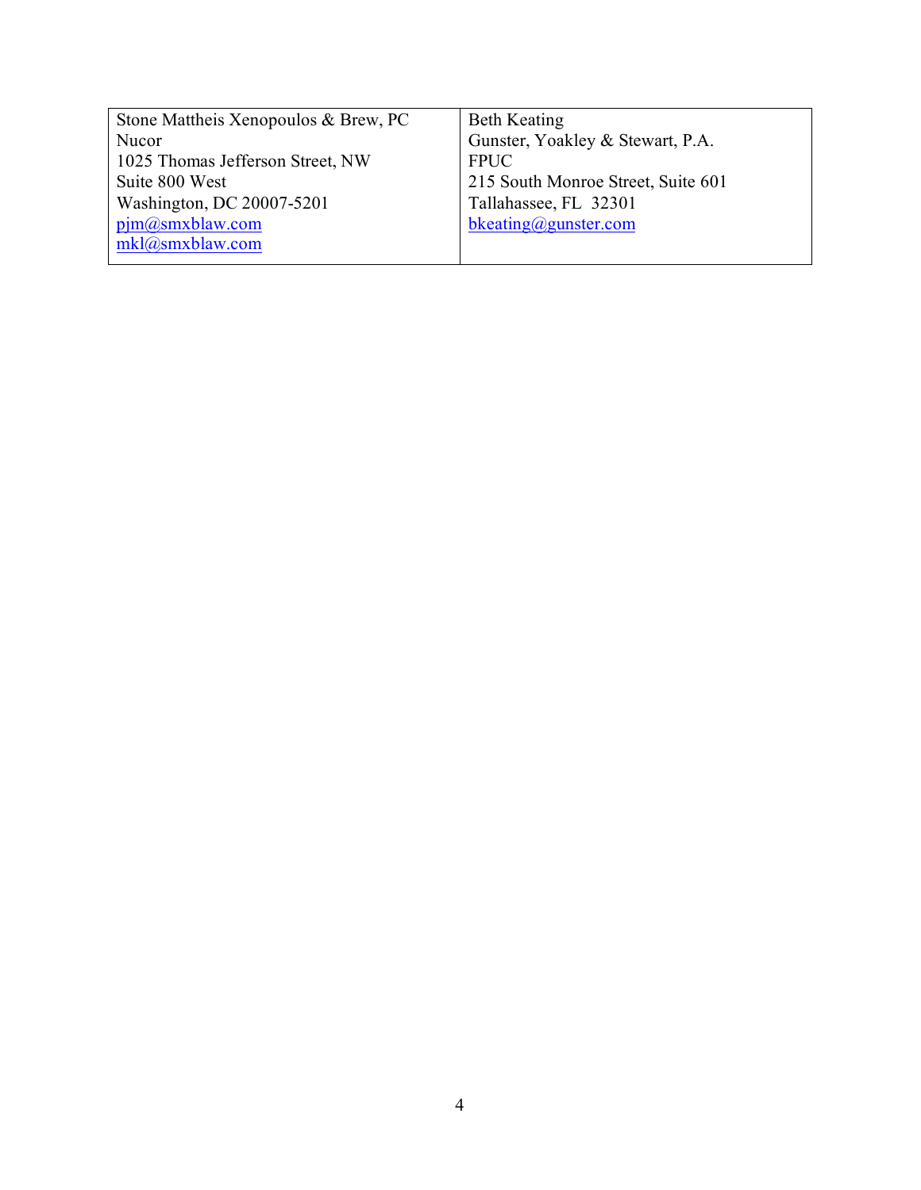| | |
|---|---|
| Stone Mattheis Xenopoulos & Brew, PC<br>Nucor<br>1025 Thomas Jefferson Street, NW<br>Suite 800 West<br>Washington, DC 20007-5201<br>pjm@smxblaw.com<br>mkl@smxblaw.com | Beth Keating<br>Gunster, Yoakley & Stewart, P.A.<br>FPUC<br>215 South Monroe Street, Suite 601<br>Tallahassee, FL 32301<br>bkeating@gunster.com |